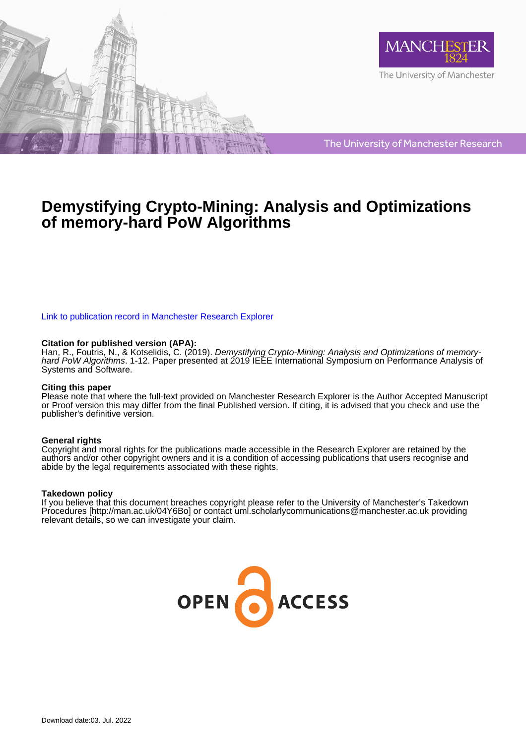# Demystifying Crypto-Mining: Analysis and Optimizations of memory-hard PoW Algorithms

Link to publication record in Manchester Research Explorer

**Citation for published version (APA):**
Han, R., Foutris, N., & Kotselidis, C. (2019). *Demystifying Crypto-Mining: Analysis and Optimizations of memory-hard PoW Algorithms*. 1-12. Paper presented at 2019 IEEE International Symposium on Performance Analysis of Systems and Software.

**Citing this paper**
Please note that where the full-text provided on Manchester Research Explorer is the Author Accepted Manuscript or Proof version this may differ from the final Published version. If citing, it is advised that you check and use the publisher's definitive version.

**General rights**
Copyright and moral rights for the publications made accessible in the Research Explorer are retained by the authors and/or other copyright owners and it is a condition of accessing publications that users recognise and abide by the legal requirements associated with these rights.

**Takedown policy**
If you believe that this document breaches copyright please refer to the University of Manchester's Takedown Procedures [http://man.ac.uk/04Y6Bo] or contact uml.scholarlycommunications@manchester.ac.uk providing relevant details, so we can investigate your claim.

Download date:03. Jul. 2022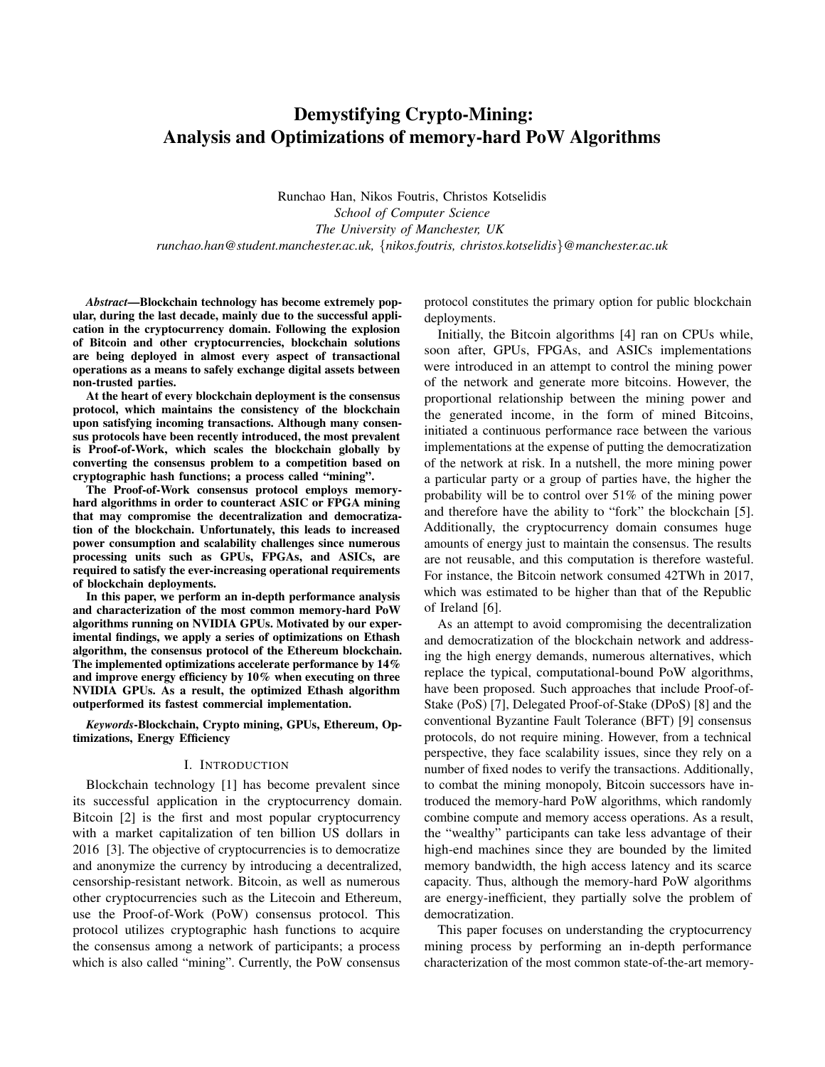# Demystifying Crypto-Mining: Analysis and Optimizations of memory-hard PoW Algorithms

Runchao Han, Nikos Foutris, Christos Kotselidis
*School of Computer Science*
*The University of Manchester, UK*
*runchao.han@student.manchester.ac.uk, {nikos.foutris, christos.kotselidis}@manchester.ac.uk*

***Abstract*—Blockchain technology has become extremely popular, during the last decade, mainly due to the successful application in the cryptocurrency domain. Following the explosion of Bitcoin and other cryptocurrencies, blockchain solutions are being deployed in almost every aspect of transactional operations as a means to safely exchange digital assets between non-trusted parties.**

**At the heart of every blockchain deployment is the consensus protocol, which maintains the consistency of the blockchain upon satisfying incoming transactions. Although many consensus protocols have been recently introduced, the most prevalent is Proof-of-Work, which scales the blockchain globally by converting the consensus problem to a competition based on cryptographic hash functions; a process called "mining".**

**The Proof-of-Work consensus protocol employs memory-hard algorithms in order to counteract ASIC or FPGA mining that may compromise the decentralization and democratization of the blockchain. Unfortunately, this leads to increased power consumption and scalability challenges since numerous processing units such as GPUs, FPGAs, and ASICs, are required to satisfy the ever-increasing operational requirements of blockchain deployments.**

**In this paper, we perform an in-depth performance analysis and characterization of the most common memory-hard PoW algorithms running on NVIDIA GPUs. Motivated by our experimental findings, we apply a series of optimizations on Ethash algorithm, the consensus protocol of the Ethereum blockchain. The implemented optimizations accelerate performance by 14% and improve energy efficiency by 10% when executing on three NVIDIA GPUs. As a result, the optimized Ethash algorithm outperformed its fastest commercial implementation.**

***Keywords*-Blockchain, Crypto mining, GPUs, Ethereum, Optimizations, Energy Efficiency**

## I. Introduction

Blockchain technology [1] has become prevalent since its successful application in the cryptocurrency domain. Bitcoin [2] is the first and most popular cryptocurrency with a market capitalization of ten billion US dollars in 2016 [3]. The objective of cryptocurrencies is to democratize and anonymize the currency by introducing a decentralized, censorship-resistant network. Bitcoin, as well as numerous other cryptocurrencies such as the Litecoin and Ethereum, use the Proof-of-Work (PoW) consensus protocol. This protocol utilizes cryptographic hash functions to acquire the consensus among a network of participants; a process which is also called "mining". Currently, the PoW consensus protocol constitutes the primary option for public blockchain deployments.

Initially, the Bitcoin algorithms [4] ran on CPUs while, soon after, GPUs, FPGAs, and ASICs implementations were introduced in an attempt to control the mining power of the network and generate more bitcoins. However, the proportional relationship between the mining power and the generated income, in the form of mined Bitcoins, initiated a continuous performance race between the various implementations at the expense of putting the democratization of the network at risk. In a nutshell, the more mining power a particular party or a group of parties have, the higher the probability will be to control over 51% of the mining power and therefore have the ability to "fork" the blockchain [5]. Additionally, the cryptocurrency domain consumes huge amounts of energy just to maintain the consensus. The results are not reusable, and this computation is therefore wasteful. For instance, the Bitcoin network consumed 42TWh in 2017, which was estimated to be higher than that of the Republic of Ireland [6].

As an attempt to avoid compromising the decentralization and democratization of the blockchain network and addressing the high energy demands, numerous alternatives, which replace the typical, computational-bound PoW algorithms, have been proposed. Such approaches that include Proof-of-Stake (PoS) [7], Delegated Proof-of-Stake (DPoS) [8] and the conventional Byzantine Fault Tolerance (BFT) [9] consensus protocols, do not require mining. However, from a technical perspective, they face scalability issues, since they rely on a number of fixed nodes to verify the transactions. Additionally, to combat the mining monopoly, Bitcoin successors have introduced the memory-hard PoW algorithms, which randomly combine compute and memory access operations. As a result, the "wealthy" participants can take less advantage of their high-end machines since they are bounded by the limited memory bandwidth, the high access latency and its scarce capacity. Thus, although the memory-hard PoW algorithms are energy-inefficient, they partially solve the problem of democratization.

This paper focuses on understanding the cryptocurrency mining process by performing an in-depth performance characterization of the most common state-of-the-art memory-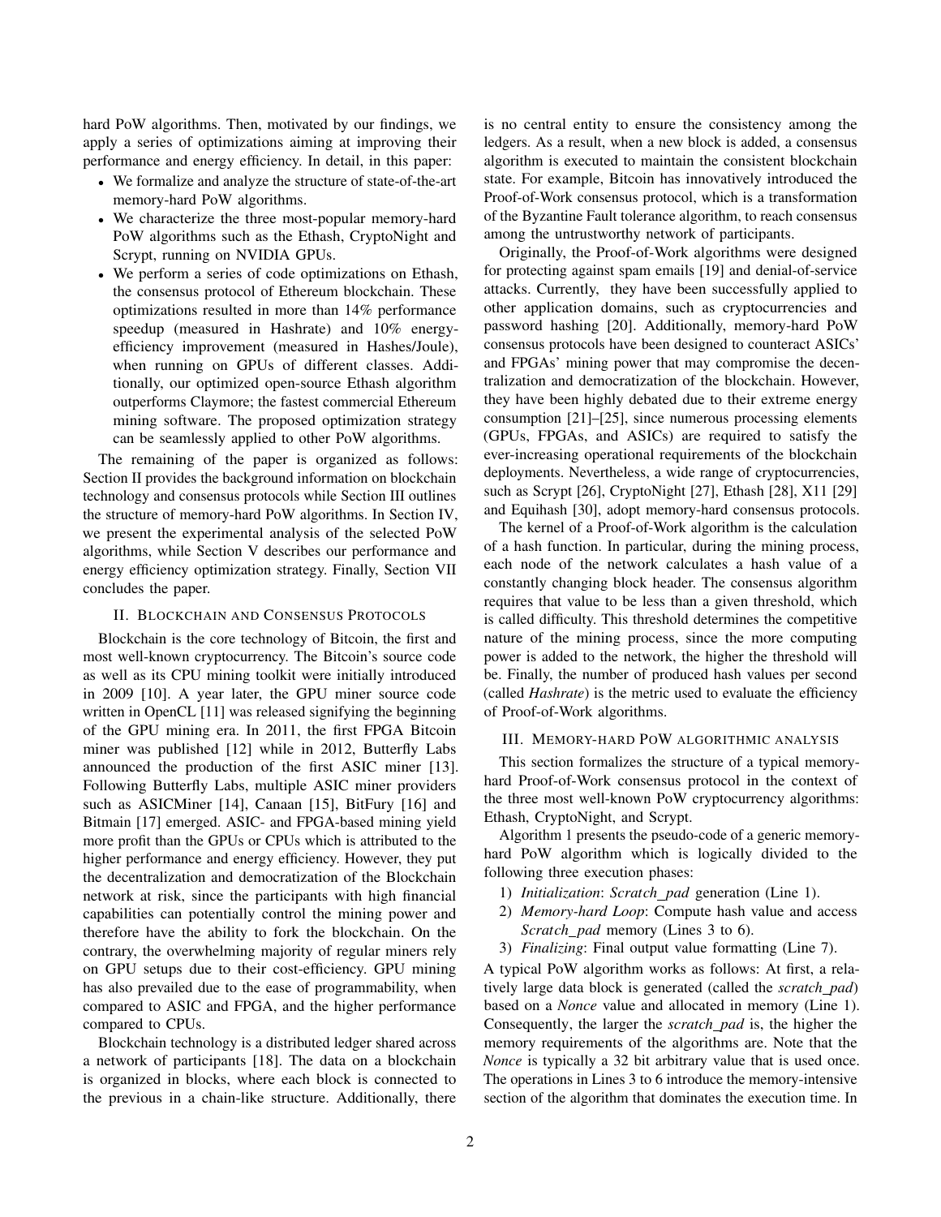hard PoW algorithms. Then, motivated by our findings, we apply a series of optimizations aiming at improving their performance and energy efficiency. In detail, in this paper:

- We formalize and analyze the structure of state-of-the-art memory-hard PoW algorithms.
- We characterize the three most-popular memory-hard PoW algorithms such as the Ethash, CryptoNight and Scrypt, running on NVIDIA GPUs.
- We perform a series of code optimizations on Ethash, the consensus protocol of Ethereum blockchain. These optimizations resulted in more than 14% performance speedup (measured in Hashrate) and 10% energy-efficiency improvement (measured in Hashes/Joule), when running on GPUs of different classes. Additionally, our optimized open-source Ethash algorithm outperforms Claymore; the fastest commercial Ethereum mining software. The proposed optimization strategy can be seamlessly applied to other PoW algorithms.

The remaining of the paper is organized as follows: Section II provides the background information on blockchain technology and consensus protocols while Section III outlines the structure of memory-hard PoW algorithms. In Section IV, we present the experimental analysis of the selected PoW algorithms, while Section V describes our performance and energy efficiency optimization strategy. Finally, Section VII concludes the paper.

## II. Blockchain and Consensus Protocols

Blockchain is the core technology of Bitcoin, the first and most well-known cryptocurrency. The Bitcoin's source code as well as its CPU mining toolkit were initially introduced in 2009 [10]. A year later, the GPU miner source code written in OpenCL [11] was released signifying the beginning of the GPU mining era. In 2011, the first FPGA Bitcoin miner was published [12] while in 2012, Butterfly Labs announced the production of the first ASIC miner [13]. Following Butterfly Labs, multiple ASIC miner providers such as ASICMiner [14], Canaan [15], BitFury [16] and Bitmain [17] emerged. ASIC- and FPGA-based mining yield more profit than the GPUs or CPUs which is attributed to the higher performance and energy efficiency. However, they put the decentralization and democratization of the Blockchain network at risk, since the participants with high financial capabilities can potentially control the mining power and therefore have the ability to fork the blockchain. On the contrary, the overwhelming majority of regular miners rely on GPU setups due to their cost-efficiency. GPU mining has also prevailed due to the ease of programmability, when compared to ASIC and FPGA, and the higher performance compared to CPUs.

Blockchain technology is a distributed ledger shared across a network of participants [18]. The data on a blockchain is organized in blocks, where each block is connected to the previous in a chain-like structure. Additionally, there is no central entity to ensure the consistency among the ledgers. As a result, when a new block is added, a consensus algorithm is executed to maintain the consistent blockchain state. For example, Bitcoin has innovatively introduced the Proof-of-Work consensus protocol, which is a transformation of the Byzantine Fault tolerance algorithm, to reach consensus among the untrustworthy network of participants.

Originally, the Proof-of-Work algorithms were designed for protecting against spam emails [19] and denial-of-service attacks. Currently, they have been successfully applied to other application domains, such as cryptocurrencies and password hashing [20]. Additionally, memory-hard PoW consensus protocols have been designed to counteract ASICs' and FPGAs' mining power that may compromise the decentralization and democratization of the blockchain. However, they have been highly debated due to their extreme energy consumption [21]–[25], since numerous processing elements (GPUs, FPGAs, and ASICs) are required to satisfy the ever-increasing operational requirements of the blockchain deployments. Nevertheless, a wide range of cryptocurrencies, such as Scrypt [26], CryptoNight [27], Ethash [28], X11 [29] and Equihash [30], adopt memory-hard consensus protocols.

The kernel of a Proof-of-Work algorithm is the calculation of a hash function. In particular, during the mining process, each node of the network calculates a hash value of a constantly changing block header. The consensus algorithm requires that value to be less than a given threshold, which is called difficulty. This threshold determines the competitive nature of the mining process, since the more computing power is added to the network, the higher the threshold will be. Finally, the number of produced hash values per second (called *Hashrate*) is the metric used to evaluate the efficiency of Proof-of-Work algorithms.

## III. Memory-hard PoW algorithmic analysis

This section formalizes the structure of a typical memory-hard Proof-of-Work consensus protocol in the context of the three most well-known PoW cryptocurrency algorithms: Ethash, CryptoNight, and Scrypt.

Algorithm 1 presents the pseudo-code of a generic memory-hard PoW algorithm which is logically divided to the following three execution phases:

1) *Initialization*: *Scratch_pad* generation (Line 1).
2) *Memory-hard Loop*: Compute hash value and access *Scratch_pad* memory (Lines 3 to 6).
3) *Finalizing*: Final output value formatting (Line 7).

A typical PoW algorithm works as follows: At first, a relatively large data block is generated (called the *scratch_pad*) based on a *Nonce* value and allocated in memory (Line 1). Consequently, the larger the *scratch_pad* is, the higher the memory requirements of the algorithms are. Note that the *Nonce* is typically a 32 bit arbitrary value that is used once. The operations in Lines 3 to 6 introduce the memory-intensive section of the algorithm that dominates the execution time. In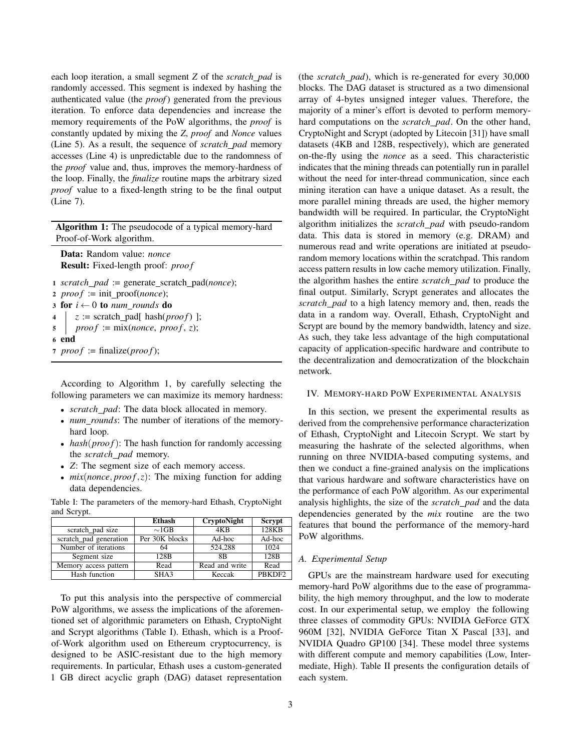each loop iteration, a small segment *Z* of the *scratch_pad* is randomly accessed. This segment is indexed by hashing the authenticated value (the *proof*) generated from the previous iteration. To enforce data dependencies and increase the memory requirements of the PoW algorithms, the *proof* is constantly updated by mixing the *Z*, *proof* and *Nonce* values (Line 5). As a result, the sequence of *scratch_pad* memory accesses (Line 4) is unpredictable due to the randomness of the *proof* value and, thus, improves the memory-hardness of the loop. Finally, the *finalize* routine maps the arbitrary sized *proof* value to a fixed-length string to be the final output (Line 7).

**Algorithm 1:** The pseudocode of a typical memory-hard Proof-of-Work algorithm.

```
Data: Random value: nonce
Result: Fixed-length proof: proof
1 scratch_pad := generate_scratch_pad(nonce);
2 proof := init_proof(nonce);
3 for i ← 0 to num_rounds do
4   | z := scratch_pad[ hash(proof) ];
5   | proof := mix(nonce, proof, z);
6 end
7 proof := finalize(proof);
```

According to Algorithm 1, by carefully selecting the following parameters we can maximize its memory hardness:

- *scratch_pad*: The data block allocated in memory.
- *num_rounds*: The number of iterations of the memory-hard loop.
- $hash(proof)$: The hash function for randomly accessing the *scratch_pad* memory.
- *Z*: The segment size of each memory access.
- $mix(nonce, proof, z)$: The mixing function for adding data dependencies.

Table I: The parameters of the memory-hard Ethash, CryptoNight and Scrypt.

| | Ethash | CryptoNight | Scrypt |
|---|---|---|---|
| scratch_pad size | ~1GB | 4KB | 128KB |
| scratch_pad generation | Per 30K blocks | Ad-hoc | Ad-hoc |
| Number of iterations | 64 | 524,288 | 1024 |
| Segment size | 128B | 8B | 128B |
| Memory access pattern | Read | Read and write | Read |
| Hash function | SHA3 | Keccak | PBKDF2 |

To put this analysis into the perspective of commercial PoW algorithms, we assess the implications of the aforementioned set of algorithmic parameters on Ethash, CryptoNight and Scrypt algorithms (Table I). Ethash, which is a Proof-of-Work algorithm used on Ethereum cryptocurrency, is designed to be ASIC-resistant due to the high memory requirements. In particular, Ethash uses a custom-generated 1 GB direct acyclic graph (DAG) dataset representation (the *scratch_pad*), which is re-generated for every 30,000 blocks. The DAG dataset is structured as a two dimensional array of 4-bytes unsigned integer values. Therefore, the majority of a miner's effort is devoted to perform memory-hard computations on the *scratch_pad*. On the other hand, CryptoNight and Scrypt (adopted by Litecoin [31]) have small datasets (4KB and 128B, respectively), which are generated on-the-fly using the *nonce* as a seed. This characteristic indicates that the mining threads can potentially run in parallel without the need for inter-thread communication, since each mining iteration can have a unique dataset. As a result, the more parallel mining threads are used, the higher memory bandwidth will be required. In particular, the CryptoNight algorithm initializes the *scratch_pad* with pseudo-random data. This data is stored in memory (e.g. DRAM) and numerous read and write operations are initiated at pseudo-random memory locations within the scratchpad. This random access pattern results in low cache memory utilization. Finally, the algorithm hashes the entire *scratch_pad* to produce the final output. Similarly, Scrypt generates and allocates the *scratch_pad* to a high latency memory and, then, reads the data in a random way. Overall, Ethash, CryptoNight and Scrypt are bound by the memory bandwidth, latency and size. As such, they take less advantage of the high computational capacity of application-specific hardware and contribute to the decentralization and democratization of the blockchain network.

## IV. Memory-hard PoW Experimental Analysis

In this section, we present the experimental results as derived from the comprehensive performance characterization of Ethash, CryptoNight and Litecoin Scrypt. We start by measuring the hashrate of the selected algorithms, when running on three NVIDIA-based computing systems, and then we conduct a fine-grained analysis on the implications that various hardware and software characteristics have on the performance of each PoW algorithm. As our experimental analysis highlights, the size of the *scratch_pad* and the data dependencies generated by the *mix* routine are the two features that bound the performance of the memory-hard PoW algorithms.

### A. Experimental Setup

GPUs are the mainstream hardware used for executing memory-hard PoW algorithms due to the ease of programmability, the high memory throughput, and the low to moderate cost. In our experimental setup, we employ the following three classes of commodity GPUs: NVIDIA GeForce GTX 960M [32], NVIDIA GeForce Titan X Pascal [33], and NVIDIA Quadro GP100 [34]. These model three systems with different compute and memory capabilities (Low, Intermediate, High). Table II presents the configuration details of each system.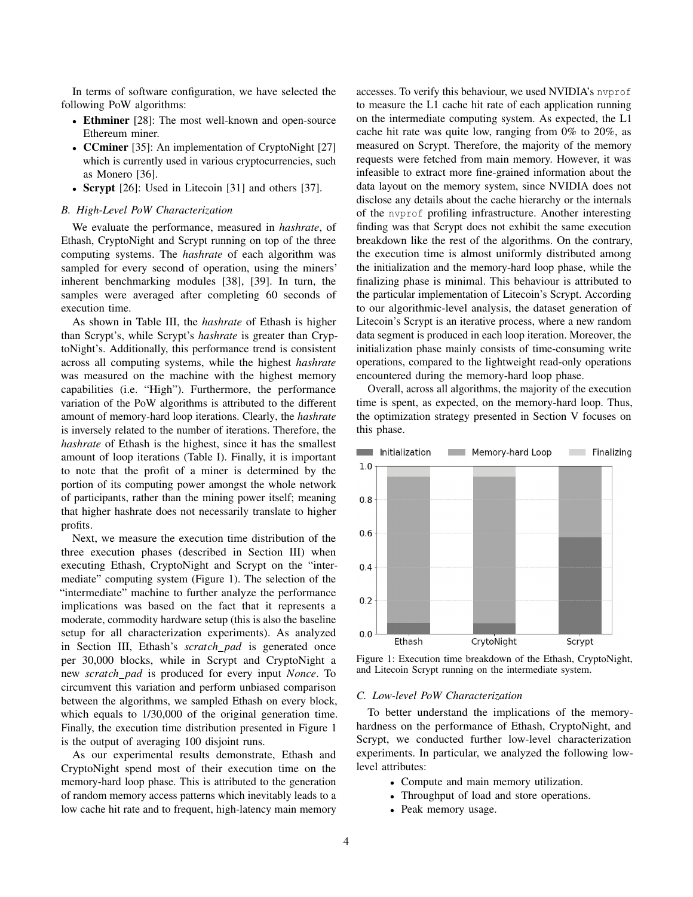In terms of software configuration, we have selected the following PoW algorithms:

- **Ethminer** [28]: The most well-known and open-source Ethereum miner.
- **CCminer** [35]: An implementation of CryptoNight [27] which is currently used in various cryptocurrencies, such as Monero [36].
- **Scrypt** [26]: Used in Litecoin [31] and others [37].

### *B. High-Level PoW Characterization*

We evaluate the performance, measured in *hashrate*, of Ethash, CryptoNight and Scrypt running on top of the three computing systems. The *hashrate* of each algorithm was sampled for every second of operation, using the miners' inherent benchmarking modules [38], [39]. In turn, the samples were averaged after completing 60 seconds of execution time.

As shown in Table III, the *hashrate* of Ethash is higher than Scrypt's, while Scrypt's *hashrate* is greater than CryptoNight's. Additionally, this performance trend is consistent across all computing systems, while the highest *hashrate* was measured on the machine with the highest memory capabilities (i.e. "High"). Furthermore, the performance variation of the PoW algorithms is attributed to the different amount of memory-hard loop iterations. Clearly, the *hashrate* is inversely related to the number of iterations. Therefore, the *hashrate* of Ethash is the highest, since it has the smallest amount of loop iterations (Table I). Finally, it is important to note that the profit of a miner is determined by the portion of its computing power amongst the whole network of participants, rather than the mining power itself; meaning that higher hashrate does not necessarily translate to higher profits.

Next, we measure the execution time distribution of the three execution phases (described in Section III) when executing Ethash, CryptoNight and Scrypt on the "intermediate" computing system (Figure 1). The selection of the "intermediate" machine to further analyze the performance implications was based on the fact that it represents a moderate, commodity hardware setup (this is also the baseline setup for all characterization experiments). As analyzed in Section III, Ethash's *scratch_pad* is generated once per 30,000 blocks, while in Scrypt and CryptoNight a new *scratch_pad* is produced for every input *Nonce*. To circumvent this variation and perform unbiased comparison between the algorithms, we sampled Ethash on every block, which equals to 1/30,000 of the original generation time. Finally, the execution time distribution presented in Figure 1 is the output of averaging 100 disjoint runs.

As our experimental results demonstrate, Ethash and CryptoNight spend most of their execution time on the memory-hard loop phase. This is attributed to the generation of random memory access patterns which inevitably leads to a low cache hit rate and to frequent, high-latency main memory accesses. To verify this behaviour, we used NVIDIA's `nvprof` to measure the L1 cache hit rate of each application running on the intermediate computing system. As expected, the L1 cache hit rate was quite low, ranging from 0% to 20%, as measured on Scrypt. Therefore, the majority of the memory requests were fetched from main memory. However, it was infeasible to extract more fine-grained information about the data layout on the memory system, since NVIDIA does not disclose any details about the cache hierarchy or the internals of the `nvprof` profiling infrastructure. Another interesting finding was that Scrypt does not exhibit the same execution breakdown like the rest of the algorithms. On the contrary, the execution time is almost uniformly distributed among the initialization and the memory-hard loop phase, while the finalizing phase is minimal. This behaviour is attributed to the particular implementation of Litecoin's Scrypt. According to our algorithmic-level analysis, the dataset generation of Litecoin's Scrypt is an iterative process, where a new random data segment is produced in each loop iteration. Moreover, the initialization phase mainly consists of time-consuming write operations, compared to the lightweight read-only operations encountered during the memory-hard loop phase.

Overall, across all algorithms, the majority of the execution time is spent, as expected, on the memory-hard loop. Thus, the optimization strategy presented in Section V focuses on this phase.

Figure 1: Execution time breakdown of the Ethash, CryptoNight, and Litecoin Scrypt running on the intermediate system.

### *C. Low-level PoW Characterization*

To better understand the implications of the memory-hardness on the performance of Ethash, CryptoNight, and Scrypt, we conducted further low-level characterization experiments. In particular, we analyzed the following low-level attributes:

- Compute and main memory utilization.
- Throughput of load and store operations.
- Peak memory usage.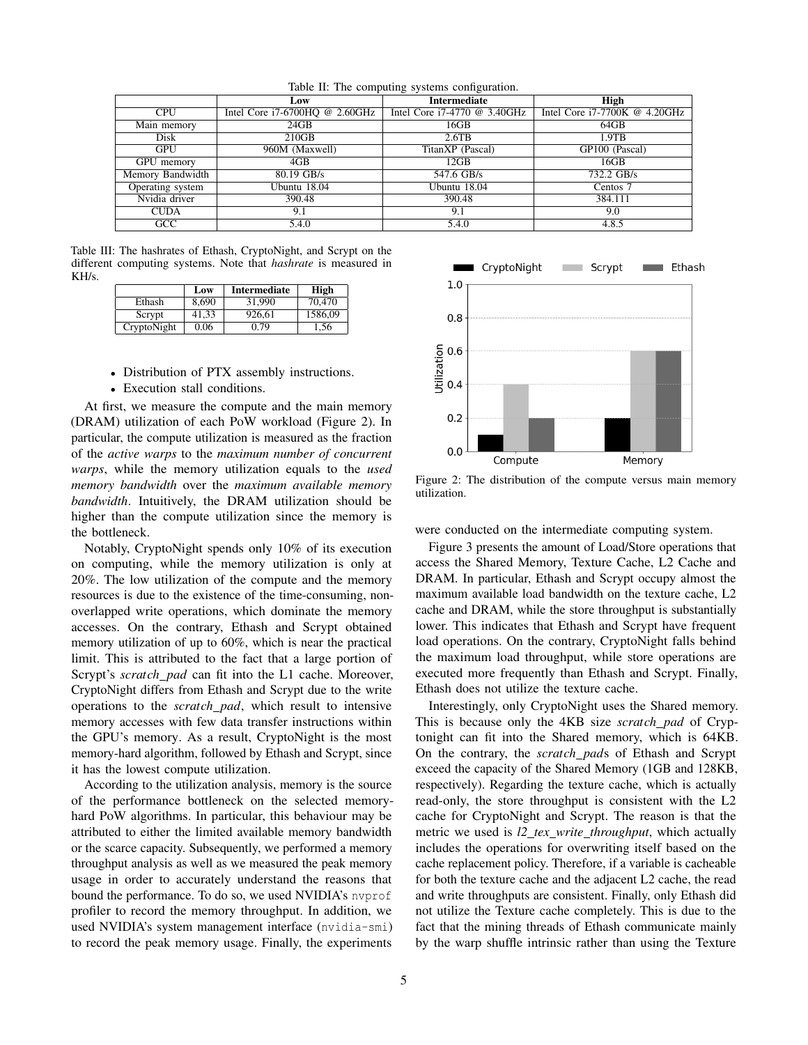Table II: The computing systems configuration.

| | Low | Intermediate | High |
|---|---|---|---|
| CPU | Intel Core i7-6700HQ @ 2.60GHz | Intel Core i7-4770 @ 3.40GHz | Intel Core i7-7700K @ 4.20GHz |
| Main memory | 24GB | 16GB | 64GB |
| Disk | 210GB | 2.6TB | 1.9TB |
| GPU | 960M (Maxwell) | TitanXP (Pascal) | GP100 (Pascal) |
| GPU memory | 4GB | 12GB | 16GB |
| Memory Bandwidth | 80.19 GB/s | 547.6 GB/s | 732.2 GB/s |
| Operating system | Ubuntu 18.04 | Ubuntu 18.04 | Centos 7 |
| Nvidia driver | 390.48 | 390.48 | 384.111 |
| CUDA | 9.1 | 9.1 | 9.0 |
| GCC | 5.4.0 | 5.4.0 | 4.8.5 |

Table III: The hashrates of Ethash, CryptoNight, and Scrypt on the different computing systems. Note that *hashrate* is measured in KH/s.

| | Low | Intermediate | High |
|---|---|---|---|
| Ethash | 8,690 | 31,990 | 70,470 |
| Scrypt | 41,33 | 926,61 | 1586,09 |
| CryptoNight | 0.06 | 0.79 | 1,56 |

- Distribution of PTX assembly instructions.
- Execution stall conditions.

At first, we measure the compute and the main memory (DRAM) utilization of each PoW workload (Figure 2). In particular, the compute utilization is measured as the fraction of the *active warps* to the *maximum number of concurrent warps*, while the memory utilization equals to the *used memory bandwidth* over the *maximum available memory bandwidth*. Intuitively, the DRAM utilization should be higher than the compute utilization since the memory is the bottleneck.

Notably, CryptoNight spends only 10% of its execution on computing, while the memory utilization is only at 20%. The low utilization of the compute and the memory resources is due to the existence of the time-consuming, non-overlapped write operations, which dominate the memory accesses. On the contrary, Ethash and Scrypt obtained memory utilization of up to 60%, which is near the practical limit. This is attributed to the fact that a large portion of Scrypt's *scratch_pad* can fit into the L1 cache. Moreover, CryptoNight differs from Ethash and Scrypt due to the write operations to the *scratch_pad*, which result to intensive memory accesses with few data transfer instructions within the GPU's memory. As a result, CryptoNight is the most memory-hard algorithm, followed by Ethash and Scrypt, since it has the lowest compute utilization.

According to the utilization analysis, memory is the source of the performance bottleneck on the selected memory-hard PoW algorithms. In particular, this behaviour may be attributed to either the limited available memory bandwidth or the scarce capacity. Subsequently, we performed a memory throughput analysis as well as we measured the peak memory usage in order to accurately understand the reasons that bound the performance. To do so, we used NVIDIA's `nvprof` profiler to record the memory throughput. In addition, we used NVIDIA's system management interface (`nvidia-smi`) to record the peak memory usage. Finally, the experiments were conducted on the intermediate computing system.

Figure 2: The distribution of the compute versus main memory utilization.

Figure 3 presents the amount of Load/Store operations that access the Shared Memory, Texture Cache, L2 Cache and DRAM. In particular, Ethash and Scrypt occupy almost the maximum available load bandwidth on the texture cache, L2 cache and DRAM, while the store throughput is substantially lower. This indicates that Ethash and Scrypt have frequent load operations. On the contrary, CryptoNight falls behind the maximum load throughput, while store operations are executed more frequently than Ethash and Scrypt. Finally, Ethash does not utilize the texture cache.

Interestingly, only CryptoNight uses the Shared memory. This is because only the 4KB size *scratch_pad* of Cryptonight can fit into the Shared memory, which is 64KB. On the contrary, the *scratch_pad*s of Ethash and Scrypt exceed the capacity of the Shared Memory (1GB and 128KB, respectively). Regarding the texture cache, which is actually read-only, the store throughput is consistent with the L2 cache for CryptoNight and Scrypt. The reason is that the metric we used is *l2_tex_write_throughput*, which actually includes the operations for overwriting itself based on the cache replacement policy. Therefore, if a variable is cacheable for both the texture cache and the adjacent L2 cache, the read and write throughputs are consistent. Finally, only Ethash did not utilize the Texture cache completely. This is due to the fact that the mining threads of Ethash communicate mainly by the warp shuffle intrinsic rather than using the Texture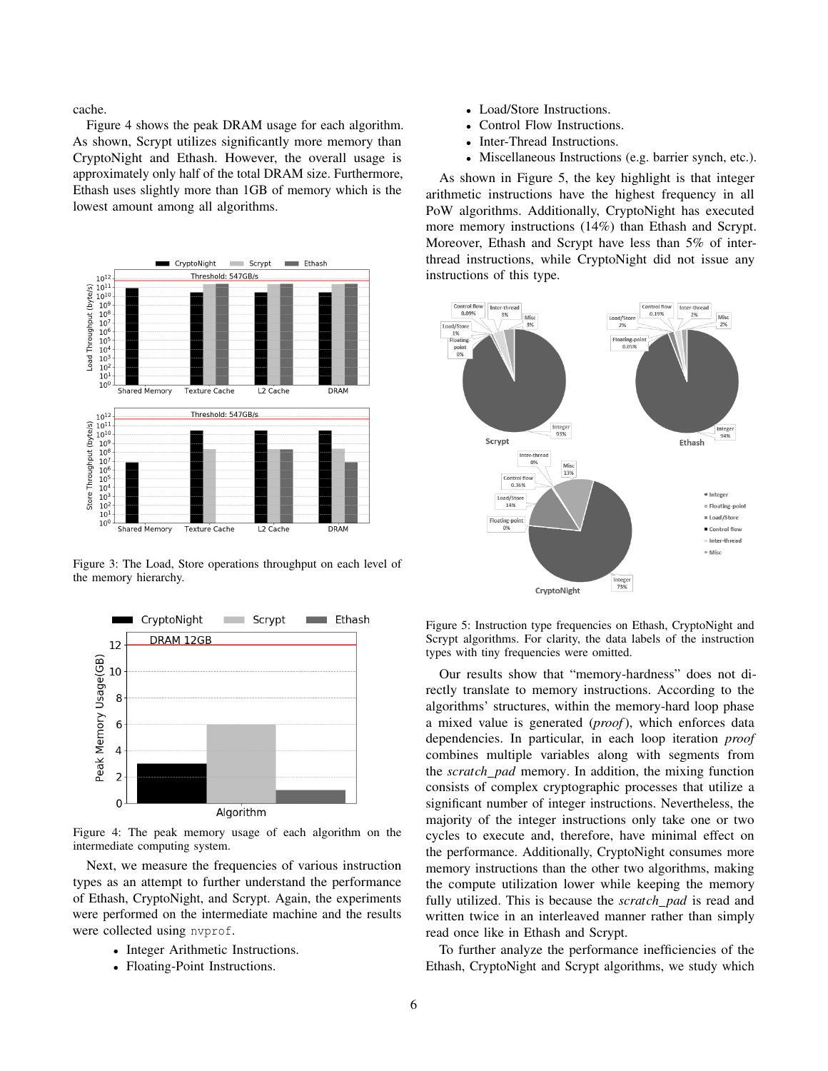cache.

Figure 4 shows the peak DRAM usage for each algorithm. As shown, Scrypt utilizes significantly more memory than CryptoNight and Ethash. However, the overall usage is approximately only half of the total DRAM size. Furthermore, Ethash uses slightly more than 1GB of memory which is the lowest amount among all algorithms.

Figure 3: The Load, Store operations throughput on each level of the memory hierarchy.

Figure 4: The peak memory usage of each algorithm on the intermediate computing system.

Next, we measure the frequencies of various instruction types as an attempt to further understand the performance of Ethash, CryptoNight, and Scrypt. Again, the experiments were performed on the intermediate machine and the results were collected using `nvprof`.

- Integer Arithmetic Instructions.
- Floating-Point Instructions.
- Load/Store Instructions.
- Control Flow Instructions.
- Inter-Thread Instructions.
- Miscellaneous Instructions (e.g. barrier synch, etc.).

As shown in Figure 5, the key highlight is that integer arithmetic instructions have the highest frequency in all PoW algorithms. Additionally, CryptoNight has executed more memory instructions (14%) than Ethash and Scrypt. Moreover, Ethash and Scrypt have less than 5% of inter-thread instructions, while CryptoNight did not issue any instructions of this type.

Figure 5: Instruction type frequencies on Ethash, CryptoNight and Scrypt algorithms. For clarity, the data labels of the instruction types with tiny frequencies were omitted.

Our results show that "memory-hardness" does not directly translate to memory instructions. According to the algorithms' structures, within the memory-hard loop phase a mixed value is generated (*proof*), which enforces data dependencies. In particular, in each loop iteration *proof* combines multiple variables along with segments from the *scratch_pad* memory. In addition, the mixing function consists of complex cryptographic processes that utilize a significant number of integer instructions. Nevertheless, the majority of the integer instructions only take one or two cycles to execute and, therefore, have minimal effect on the performance. Additionally, CryptoNight consumes more memory instructions than the other two algorithms, making the compute utilization lower while keeping the memory fully utilized. This is because the *scratch_pad* is read and written twice in an interleaved manner rather than simply read once like in Ethash and Scrypt.

To further analyze the performance inefficiencies of the Ethash, CryptoNight and Scrypt algorithms, we study which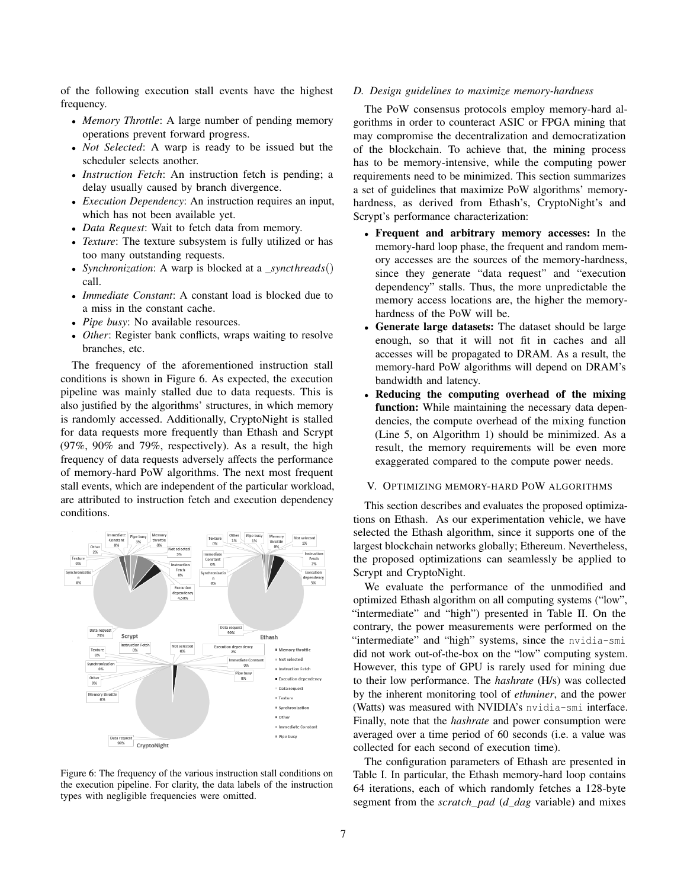of the following execution stall events have the highest frequency.

- *Memory Throttle*: A large number of pending memory operations prevent forward progress.
- *Not Selected*: A warp is ready to be issued but the scheduler selects another.
- *Instruction Fetch*: An instruction fetch is pending; a delay usually caused by branch divergence.
- *Execution Dependency*: An instruction requires an input, which has not been available yet.
- *Data Request*: Wait to fetch data from memory.
- *Texture*: The texture subsystem is fully utilized or has too many outstanding requests.
- *Synchronization*: A warp is blocked at a *_syncthreads*() call.
- *Immediate Constant*: A constant load is blocked due to a miss in the constant cache.
- *Pipe busy*: No available resources.
- *Other*: Register bank conflicts, wraps waiting to resolve branches, etc.

The frequency of the aforementioned instruction stall conditions is shown in Figure 6. As expected, the execution pipeline was mainly stalled due to data requests. This is also justified by the algorithms' structures, in which memory is randomly accessed. Additionally, CryptoNight is stalled for data requests more frequently than Ethash and Scrypt (97%, 90% and 79%, respectively). As a result, the high frequency of data requests adversely affects the performance of memory-hard PoW algorithms. The next most frequent stall events, which are independent of the particular workload, are attributed to instruction fetch and execution dependency conditions.

Figure 6: The frequency of the various instruction stall conditions on the execution pipeline. For clarity, the data labels of the instruction types with negligible frequencies were omitted.

### D. Design guidelines to maximize memory-hardness

The PoW consensus protocols employ memory-hard algorithms in order to counteract ASIC or FPGA mining that may compromise the decentralization and democratization of the blockchain. To achieve that, the mining process has to be memory-intensive, while the computing power requirements need to be minimized. This section summarizes a set of guidelines that maximize PoW algorithms' memory-hardness, as derived from Ethash's, CryptoNight's and Scrypt's performance characterization:

- **Frequent and arbitrary memory accesses:** In the memory-hard loop phase, the frequent and random memory accesses are the sources of the memory-hardness, since they generate "data request" and "execution dependency" stalls. Thus, the more unpredictable the memory access locations are, the higher the memory-hardness of the PoW will be.
- **Generate large datasets:** The dataset should be large enough, so that it will not fit in caches and all accesses will be propagated to DRAM. As a result, the memory-hard PoW algorithms will depend on DRAM's bandwidth and latency.
- **Reducing the computing overhead of the mixing function:** While maintaining the necessary data dependencies, the compute overhead of the mixing function (Line 5, on Algorithm 1) should be minimized. As a result, the memory requirements will be even more exaggerated compared to the compute power needs.

## V. Optimizing memory-hard PoW algorithms

This section describes and evaluates the proposed optimizations on Ethash. As our experimentation vehicle, we have selected the Ethash algorithm, since it supports one of the largest blockchain networks globally; Ethereum. Nevertheless, the proposed optimizations can seamlessly be applied to Scrypt and CryptoNight.

We evaluate the performance of the unmodified and optimized Ethash algorithm on all computing systems ("low", "intermediate" and "high") presented in Table II. On the contrary, the power measurements were performed on the "intermediate" and "high" systems, since the `nvidia-smi` did not work out-of-the-box on the "low" computing system. However, this type of GPU is rarely used for mining due to their low performance. The *hashrate* (H/s) was collected by the inherent monitoring tool of *ethminer*, and the power (Watts) was measured with NVIDIA's `nvidia-smi` interface. Finally, note that the *hashrate* and power consumption were averaged over a time period of 60 seconds (i.e. a value was collected for each second of execution time).

The configuration parameters of Ethash are presented in Table I. In particular, the Ethash memory-hard loop contains 64 iterations, each of which randomly fetches a 128-byte segment from the *scratch_pad* (*d_dag* variable) and mixes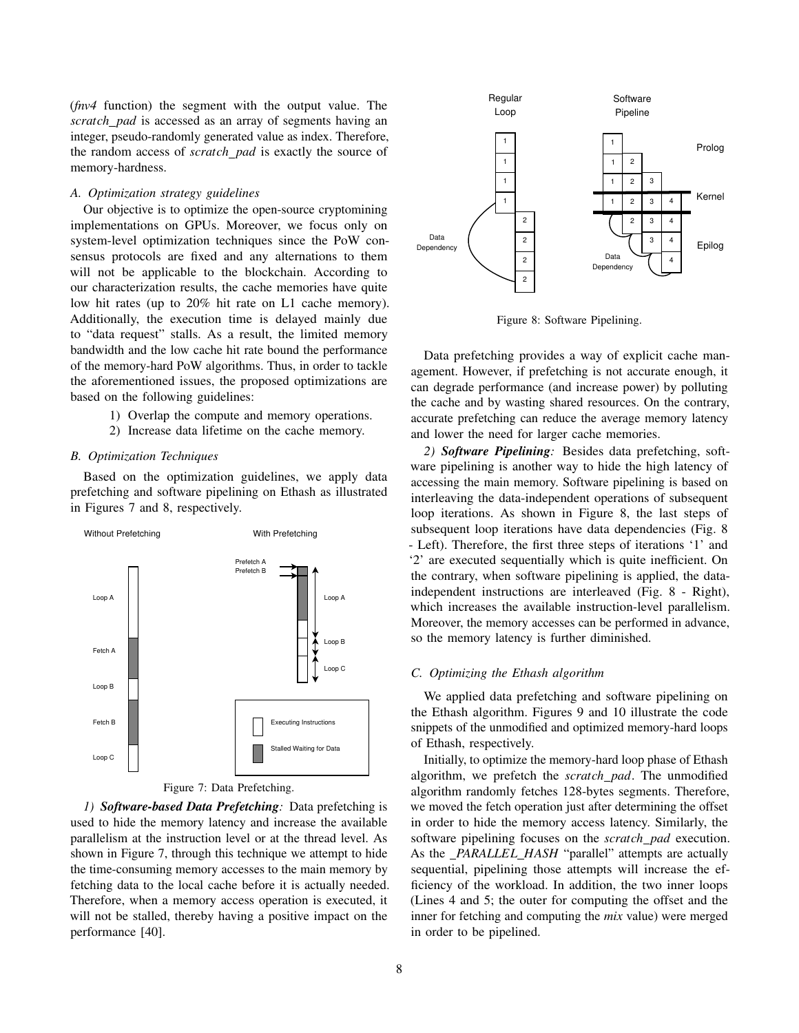(*fnv4* function) the segment with the output value. The *scratch_pad* is accessed as an array of segments having an integer, pseudo-randomly generated value as index. Therefore, the random access of *scratch_pad* is exactly the source of memory-hardness.

### A. Optimization strategy guidelines

Our objective is to optimize the open-source cryptomining implementations on GPUs. Moreover, we focus only on system-level optimization techniques since the PoW consensus protocols are fixed and any alternations to them will not be applicable to the blockchain. According to our characterization results, the cache memories have quite low hit rates (up to 20% hit rate on L1 cache memory). Additionally, the execution time is delayed mainly due to "data request" stalls. As a result, the limited memory bandwidth and the low cache hit rate bound the performance of the memory-hard PoW algorithms. Thus, in order to tackle the aforementioned issues, the proposed optimizations are based on the following guidelines:

1) Overlap the compute and memory operations.
2) Increase data lifetime on the cache memory.

### B. Optimization Techniques

Based on the optimization guidelines, we apply data prefetching and software pipelining on Ethash as illustrated in Figures 7 and 8, respectively.

Figure 7: Data Prefetching.

*1) **Software-based Data Prefetching**:* Data prefetching is used to hide the memory latency and increase the available parallelism at the instruction level or at the thread level. As shown in Figure 7, through this technique we attempt to hide the time-consuming memory accesses to the main memory by fetching data to the local cache before it is actually needed. Therefore, when a memory access operation is executed, it will not be stalled, thereby having a positive impact on the performance [40].

Figure 8: Software Pipelining.

Data prefetching provides a way of explicit cache management. However, if prefetching is not accurate enough, it can degrade performance (and increase power) by polluting the cache and by wasting shared resources. On the contrary, accurate prefetching can reduce the average memory latency and lower the need for larger cache memories.

*2) **Software Pipelining**:* Besides data prefetching, software pipelining is another way to hide the high latency of accessing the main memory. Software pipelining is based on interleaving the data-independent operations of subsequent loop iterations. As shown in Figure 8, the last steps of subsequent loop iterations have data dependencies (Fig. 8 - Left). Therefore, the first three steps of iterations '1' and '2' are executed sequentially which is quite inefficient. On the contrary, when software pipelining is applied, the data-independent instructions are interleaved (Fig. 8 - Right), which increases the available instruction-level parallelism. Moreover, the memory accesses can be performed in advance, so the memory latency is further diminished.

### C. Optimizing the Ethash algorithm

We applied data prefetching and software pipelining on the Ethash algorithm. Figures 9 and 10 illustrate the code snippets of the unmodified and optimized memory-hard loops of Ethash, respectively.

Initially, to optimize the memory-hard loop phase of Ethash algorithm, we prefetch the *scratch_pad*. The unmodified algorithm randomly fetches 128-bytes segments. Therefore, we moved the fetch operation just after determining the offset in order to hide the memory access latency. Similarly, the software pipelining focuses on the *scratch_pad* execution. As the *_PARALLEL_HASH* "parallel" attempts are actually sequential, pipelining those attempts will increase the efficiency of the workload. In addition, the two inner loops (Lines 4 and 5; the outer for computing the offset and the inner for fetching and computing the *mix* value) were merged in order to be pipelined.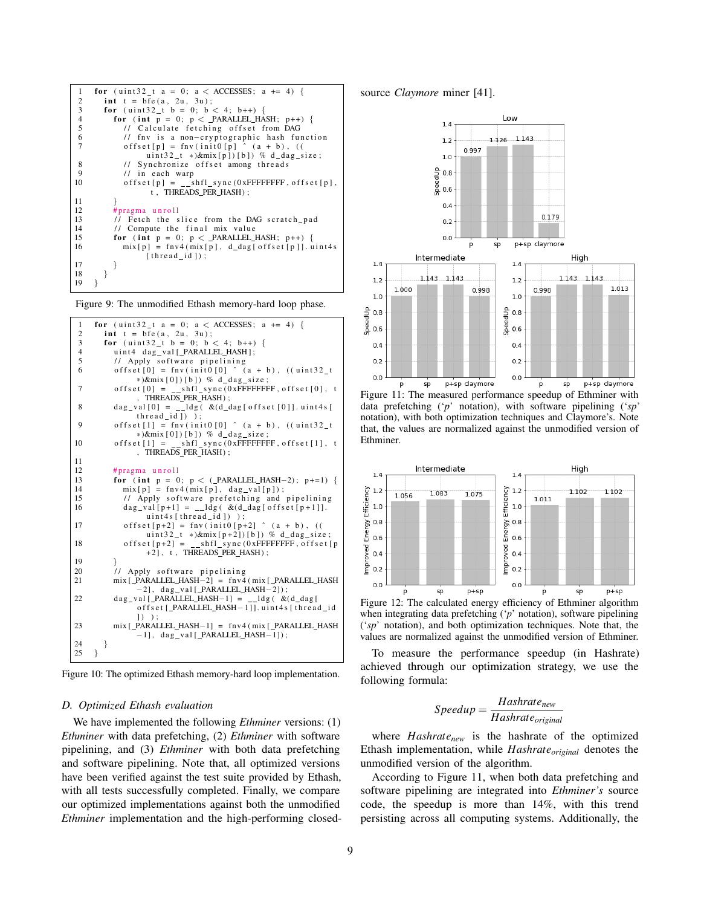```
for (uint32_t a = 0; a < ACCESSES; a += 4) {
    int t = bfe(a, 2u, 3u);
    for (uint32_t b = 0; b < 4; b++) {
        for (int p = 0; p < _PARALLEL_HASH; p++) {
            // Calculate fetching offset from DAG
            // fnv is a non-cryptographic hash function
            offset[p] = fnv(init0[p] ^ (a + b), ((
                uint32_t *)&mix[p])[b]) % d_dag_size;
            // Synchronize offset among threads
            // in each warp
            offset[p] = __shfl_sync(0xFFFFFFFF, offset[p],
                t, THREADS_PER_HASH);
        }
        #pragma unroll
        // Fetch the slice from the DAG scratch_pad
        // Compute the final mix value
        for (int p = 0; p < _PARALLEL_HASH; p++) {
            mix[p] = fnv4(mix[p], d_dag[offset[p]].uint4s
                [thread_id]);
        }
    }
}
```

Figure 9: The unmodified Ethash memory-hard loop phase.

```
for (uint32_t a = 0; a < ACCESSES; a += 4) {
    int t = bfe(a, 2u, 3u);
    for (uint32_t b = 0; b < 4; b++) {
        uint4 dag_val[_PARALLEL_HASH];
        // Apply software pipelining
        offset[0] = fnv(init0[0] ^ (a + b), ((uint32_t
            *)&mix[0])[b]) % d_dag_size;
        offset[0] = __shfl_sync(0xFFFFFFFF, offset[0], t
            , THREADS_PER_HASH);
        dag_val[0] = __ldg( &(d_dag[offset[0]].uint4s[
            thread_id]) );
        offset[1] = fnv(init0[0] ^ (a + b), ((uint32_t
            *)&mix[0])[b]) % d_dag_size;
        offset[1] = __shfl_sync(0xFFFFFFFF, offset[1], t
            , THREADS_PER_HASH);

        #pragma unroll
        for (int p = 0; p < (_PARALLEL_HASH-2); p+=1) {
            mix[p] = fnv4(mix[p], dag_val[p]);
            // Apply software prefetching and pipelining
            dag_val[p+1] = __ldg( &(d_dag[offset[p+1]].
                uint4s[thread_id]) );
            offset[p+2] = fnv(init0[p+2] ^ (a + b), ((
                uint32_t *)&mix[p+2])[b]) % d_dag_size;
            offset[p+2] = __shfl_sync(0xFFFFFFFF, offset[p
                +2], t, THREADS_PER_HASH);
        }
        // Apply software pipelining
        mix[_PARALLEL_HASH-2] = fnv4(mix[_PARALLEL_HASH
            -2], dag_val[_PARALLEL_HASH-2]);
        dag_val[_PARALLEL_HASH-1] = __ldg( &(d_dag[
            offset[_PARALLEL_HASH-1]].uint4s[thread_id
            ]) );
        mix[_PARALLEL_HASH-1] = fnv4(mix[_PARALLEL_HASH
            -1], dag_val[_PARALLEL_HASH-1]);
    }
}
```

Figure 10: The optimized Ethash memory-hard loop implementation.

### D. Optimized Ethash evaluation

We have implemented the following *Ethminer* versions: (1) *Ethminer* with data prefetching, (2) *Ethminer* with software pipelining, and (3) *Ethminer* with both data prefetching and software pipelining. Note that, all optimized versions have been verified against the test suite provided by Ethash, with all tests successfully completed. Finally, we compare our optimized implementations against both the unmodified *Ethminer* implementation and the high-performing closed-source *Claymore* miner [41].

Figure 11: The measured performance speedup of Ethminer with data prefetching ('*p*' notation), with software pipelining ('*sp*' notation), with both optimization techniques and Claymore's. Note that, the values are normalized against the unmodified version of Ethminer.

Figure 12: The calculated energy efficiency of Ethminer algorithm when integrating data prefetching ('*p*' notation), software pipelining ('*sp*' notation), and both optimization techniques. Note that, the values are normalized against the unmodified version of Ethminer.

To measure the performance speedup (in Hashrate) achieved through our optimization strategy, we use the following formula:

$$Speedup = \frac{Hashrate_{new}}{Hashrate_{original}}$$

where $Hashrate_{new}$ is the hashrate of the optimized Ethash implementation, while $Hashrate_{original}$ denotes the unmodified version of the algorithm.

According to Figure 11, when both data prefetching and software pipelining are integrated into *Ethminer's* source code, the speedup is more than 14%, with this trend persisting across all computing systems. Additionally, the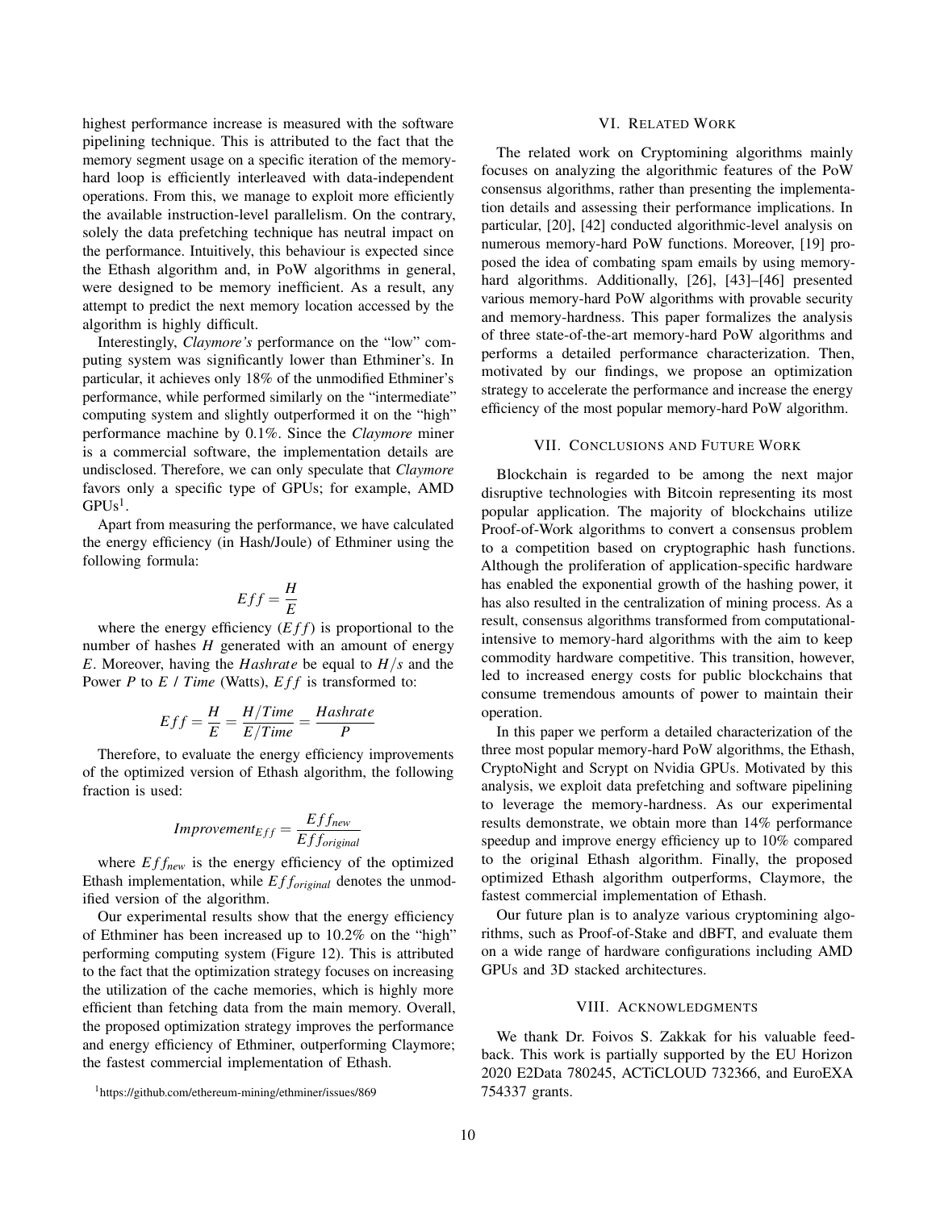highest performance increase is measured with the software pipelining technique. This is attributed to the fact that the memory segment usage on a specific iteration of the memory-hard loop is efficiently interleaved with data-independent operations. From this, we manage to exploit more efficiently the available instruction-level parallelism. On the contrary, solely the data prefetching technique has neutral impact on the performance. Intuitively, this behaviour is expected since the Ethash algorithm and, in PoW algorithms in general, were designed to be memory inefficient. As a result, any attempt to predict the next memory location accessed by the algorithm is highly difficult.

Interestingly, *Claymore's* performance on the "low" computing system was significantly lower than Ethminer's. In particular, it achieves only 18% of the unmodified Ethminer's performance, while performed similarly on the "intermediate" computing system and slightly outperformed it on the "high" performance machine by 0.1%. Since the *Claymore* miner is a commercial software, the implementation details are undisclosed. Therefore, we can only speculate that *Claymore* favors only a specific type of GPUs; for example, AMD GPUs[1].

Apart from measuring the performance, we have calculated the energy efficiency (in Hash/Joule) of Ethminer using the following formula:

$$Eff = \frac{H}{E}$$

where the energy efficiency ($Eff$) is proportional to the number of hashes $H$ generated with an amount of energy $E$. Moreover, having the $Hashrate$ be equal to $H/s$ and the Power $P$ to $E$ / $Time$ (Watts), $Eff$ is transformed to:

$$Eff = \frac{H}{E} = \frac{H/Time}{E/Time} = \frac{Hashrate}{P}$$

Therefore, to evaluate the energy efficiency improvements of the optimized version of Ethash algorithm, the following fraction is used:

$$Improvement_{Eff} = \frac{Eff_{new}}{Eff_{original}}$$

where $Eff_{new}$ is the energy efficiency of the optimized Ethash implementation, while $Eff_{original}$ denotes the unmodified version of the algorithm.

Our experimental results show that the energy efficiency of Ethminer has been increased up to 10.2% on the "high" performing computing system (Figure 12). This is attributed to the fact that the optimization strategy focuses on increasing the utilization of the cache memories, which is highly more efficient than fetching data from the main memory. Overall, the proposed optimization strategy improves the performance and energy efficiency of Ethminer, outperforming Claymore; the fastest commercial implementation of Ethash.

[1] https://github.com/ethereum-mining/ethminer/issues/869

## VI. Related Work

The related work on Cryptomining algorithms mainly focuses on analyzing the algorithmic features of the PoW consensus algorithms, rather than presenting the implementation details and assessing their performance implications. In particular, [20], [42] conducted algorithmic-level analysis on numerous memory-hard PoW functions. Moreover, [19] proposed the idea of combating spam emails by using memory-hard algorithms. Additionally, [26], [43]–[46] presented various memory-hard PoW algorithms with provable security and memory-hardness. This paper formalizes the analysis of three state-of-the-art memory-hard PoW algorithms and performs a detailed performance characterization. Then, motivated by our findings, we propose an optimization strategy to accelerate the performance and increase the energy efficiency of the most popular memory-hard PoW algorithm.

## VII. Conclusions and Future Work

Blockchain is regarded to be among the next major disruptive technologies with Bitcoin representing its most popular application. The majority of blockchains utilize Proof-of-Work algorithms to convert a consensus problem to a competition based on cryptographic hash functions. Although the proliferation of application-specific hardware has enabled the exponential growth of the hashing power, it has also resulted in the centralization of mining process. As a result, consensus algorithms transformed from computational-intensive to memory-hard algorithms with the aim to keep commodity hardware competitive. This transition, however, led to increased energy costs for public blockchains that consume tremendous amounts of power to maintain their operation.

In this paper we perform a detailed characterization of the three most popular memory-hard PoW algorithms, the Ethash, CryptoNight and Scrypt on Nvidia GPUs. Motivated by this analysis, we exploit data prefetching and software pipelining to leverage the memory-hardness. As our experimental results demonstrate, we obtain more than 14% performance speedup and improve energy efficiency up to 10% compared to the original Ethash algorithm. Finally, the proposed optimized Ethash algorithm outperforms, Claymore, the fastest commercial implementation of Ethash.

Our future plan is to analyze various cryptomining algorithms, such as Proof-of-Stake and dBFT, and evaluate them on a wide range of hardware configurations including AMD GPUs and 3D stacked architectures.

## VIII. Acknowledgments

We thank Dr. Foivos S. Zakkak for his valuable feedback. This work is partially supported by the EU Horizon 2020 E2Data 780245, ACTiCLOUD 732366, and EuroEXA 754337 grants.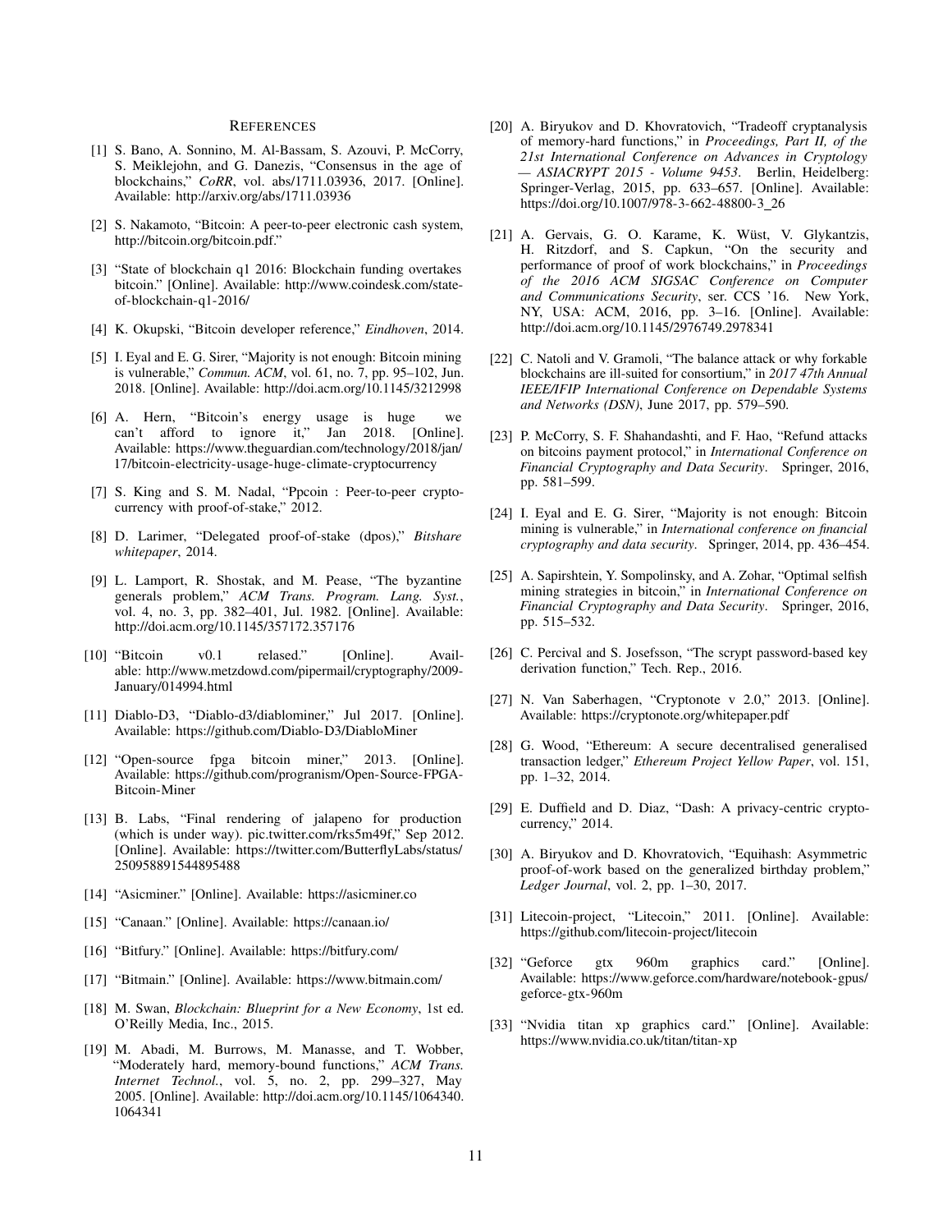# REFERENCES

[1] S. Bano, A. Sonnino, M. Al-Bassam, S. Azouvi, P. McCorry, S. Meiklejohn, and G. Danezis, "Consensus in the age of blockchains," *CoRR*, vol. abs/1711.03936, 2017. [Online]. Available: http://arxiv.org/abs/1711.03936

[2] S. Nakamoto, "Bitcoin: A peer-to-peer electronic cash system, http://bitcoin.org/bitcoin.pdf."

[3] "State of blockchain q1 2016: Blockchain funding overtakes bitcoin." [Online]. Available: http://www.coindesk.com/state-of-blockchain-q1-2016/

[4] K. Okupski, "Bitcoin developer reference," *Eindhoven*, 2014.

[5] I. Eyal and E. G. Sirer, "Majority is not enough: Bitcoin mining is vulnerable," *Commun. ACM*, vol. 61, no. 7, pp. 95–102, Jun. 2018. [Online]. Available: http://doi.acm.org/10.1145/3212998

[6] A. Hern, "Bitcoin's energy usage is huge we can't afford to ignore it," Jan 2018. [Online]. Available: https://www.theguardian.com/technology/2018/jan/17/bitcoin-electricity-usage-huge-climate-cryptocurrency

[7] S. King and S. M. Nadal, "Ppcoin : Peer-to-peer crypto-currency with proof-of-stake," 2012.

[8] D. Larimer, "Delegated proof-of-stake (dpos)," *Bitshare whitepaper*, 2014.

[9] L. Lamport, R. Shostak, and M. Pease, "The byzantine generals problem," *ACM Trans. Program. Lang. Syst.*, vol. 4, no. 3, pp. 382–401, Jul. 1982. [Online]. Available: http://doi.acm.org/10.1145/357172.357176

[10] "Bitcoin v0.1 relased." [Online]. Available: http://www.metzdowd.com/pipermail/cryptography/2009-January/014994.html

[11] Diablo-D3, "Diablo-d3/diablominer," Jul 2017. [Online]. Available: https://github.com/Diablo-D3/DiabloMiner

[12] "Open-source fpga bitcoin miner," 2013. [Online]. Available: https://github.com/progranism/Open-Source-FPGA-Bitcoin-Miner

[13] B. Labs, "Final rendering of jalapeno for production (which is under way). pic.twitter.com/rks5m49f," Sep 2012. [Online]. Available: https://twitter.com/ButterflyLabs/status/250958891544895488

[14] "Asicminer." [Online]. Available: https://asicminer.co

[15] "Canaan." [Online]. Available: https://canaan.io/

[16] "Bitfury." [Online]. Available: https://bitfury.com/

[17] "Bitmain." [Online]. Available: https://www.bitmain.com/

[18] M. Swan, *Blockchain: Blueprint for a New Economy*, 1st ed. O'Reilly Media, Inc., 2015.

[19] M. Abadi, M. Burrows, M. Manasse, and T. Wobber, "Moderately hard, memory-bound functions," *ACM Trans. Internet Technol.*, vol. 5, no. 2, pp. 299–327, May 2005. [Online]. Available: http://doi.acm.org/10.1145/1064340.1064341

[20] A. Biryukov and D. Khovratovich, "Tradeoff cryptanalysis of memory-hard functions," in *Proceedings, Part II, of the 21st International Conference on Advances in Cryptology — ASIACRYPT 2015 - Volume 9453*. Berlin, Heidelberg: Springer-Verlag, 2015, pp. 633–657. [Online]. Available: https://doi.org/10.1007/978-3-662-48800-3_26

[21] A. Gervais, G. O. Karame, K. Wüst, V. Glykantzis, H. Ritzdorf, and S. Capkun, "On the security and performance of proof of work blockchains," in *Proceedings of the 2016 ACM SIGSAC Conference on Computer and Communications Security*, ser. CCS '16. New York, NY, USA: ACM, 2016, pp. 3–16. [Online]. Available: http://doi.acm.org/10.1145/2976749.2978341

[22] C. Natoli and V. Gramoli, "The balance attack or why forkable blockchains are ill-suited for consortium," in *2017 47th Annual IEEE/IFIP International Conference on Dependable Systems and Networks (DSN)*, June 2017, pp. 579–590.

[23] P. McCorry, S. F. Shahandashti, and F. Hao, "Refund attacks on bitcoins payment protocol," in *International Conference on Financial Cryptography and Data Security*. Springer, 2016, pp. 581–599.

[24] I. Eyal and E. G. Sirer, "Majority is not enough: Bitcoin mining is vulnerable," in *International conference on financial cryptography and data security*. Springer, 2014, pp. 436–454.

[25] A. Sapirshtein, Y. Sompolinsky, and A. Zohar, "Optimal selfish mining strategies in bitcoin," in *International Conference on Financial Cryptography and Data Security*. Springer, 2016, pp. 515–532.

[26] C. Percival and S. Josefsson, "The scrypt password-based key derivation function," Tech. Rep., 2016.

[27] N. Van Saberhagen, "Cryptonote v 2.0," 2013. [Online]. Available: https://cryptonote.org/whitepaper.pdf

[28] G. Wood, "Ethereum: A secure decentralised generalised transaction ledger," *Ethereum Project Yellow Paper*, vol. 151, pp. 1–32, 2014.

[29] E. Duffield and D. Diaz, "Dash: A privacy-centric crypto-currency," 2014.

[30] A. Biryukov and D. Khovratovich, "Equihash: Asymmetric proof-of-work based on the generalized birthday problem," *Ledger Journal*, vol. 2, pp. 1–30, 2017.

[31] Litecoin-project, "Litecoin," 2011. [Online]. Available: https://github.com/litecoin-project/litecoin

[32] "Geforce gtx 960m graphics card." [Online]. Available: https://www.geforce.com/hardware/notebook-gpus/geforce-gtx-960m

[33] "Nvidia titan xp graphics card." [Online]. Available: https://www.nvidia.co.uk/titan/titan-xp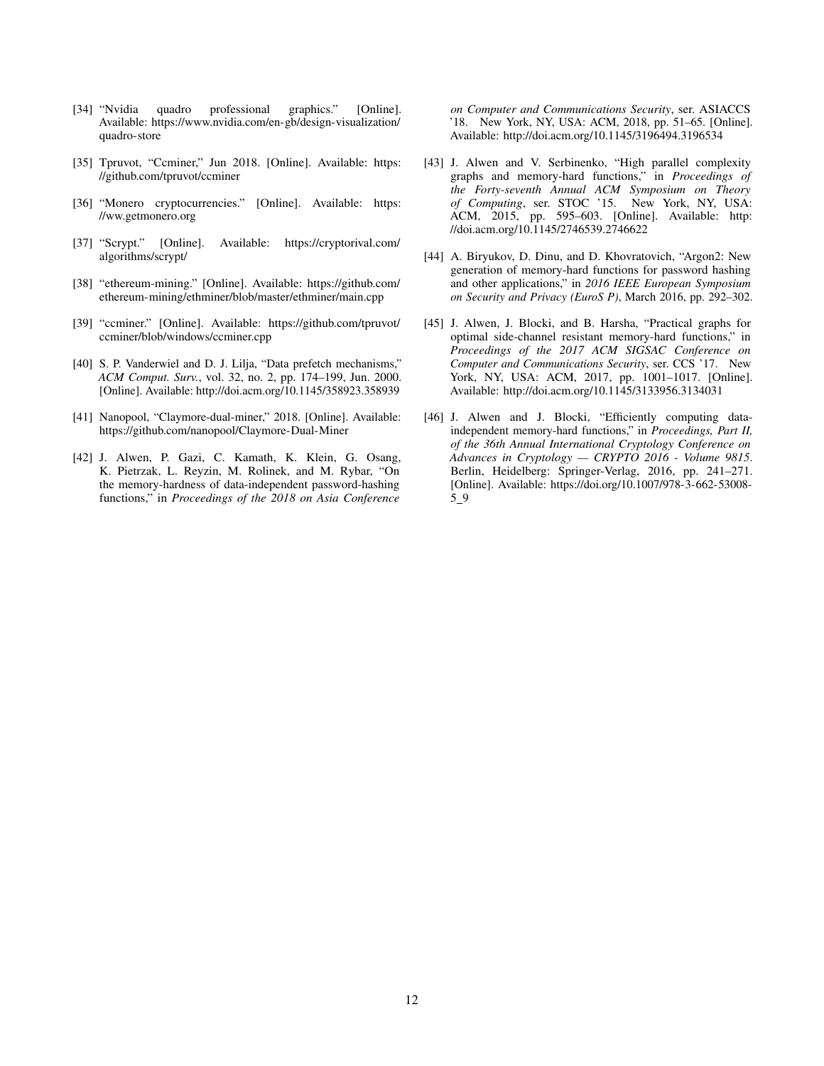[34] "Nvidia quadro professional graphics." [Online]. Available: https://www.nvidia.com/en-gb/design-visualization/quadro-store

[35] Tpruvot, "Ccminer," Jun 2018. [Online]. Available: https://github.com/tpruvot/ccminer

[36] "Monero cryptocurrencies." [Online]. Available: https://ww.getmonero.org

[37] "Scrypt." [Online]. Available: https://cryptorival.com/algorithms/scrypt/

[38] "ethereum-mining." [Online]. Available: https://github.com/ethereum-mining/ethminer/blob/master/ethminer/main.cpp

[39] "ccminer." [Online]. Available: https://github.com/tpruvot/ccminer/blob/windows/ccminer.cpp

[40] S. P. Vanderwiel and D. J. Lilja, "Data prefetch mechanisms," *ACM Comput. Surv.*, vol. 32, no. 2, pp. 174–199, Jun. 2000. [Online]. Available: http://doi.acm.org/10.1145/358923.358939

[41] Nanopool, "Claymore-dual-miner," 2018. [Online]. Available: https://github.com/nanopool/Claymore-Dual-Miner

[42] J. Alwen, P. Gazi, C. Kamath, K. Klein, G. Osang, K. Pietrzak, L. Reyzin, M. Rolinek, and M. Rybar, "On the memory-hardness of data-independent password-hashing functions," in *Proceedings of the 2018 on Asia Conference on Computer and Communications Security*, ser. ASIACCS '18. New York, NY, USA: ACM, 2018, pp. 51–65. [Online]. Available: http://doi.acm.org/10.1145/3196494.3196534

[43] J. Alwen and V. Serbinenko, "High parallel complexity graphs and memory-hard functions," in *Proceedings of the Forty-seventh Annual ACM Symposium on Theory of Computing*, ser. STOC '15. New York, NY, USA: ACM, 2015, pp. 595–603. [Online]. Available: http://doi.acm.org/10.1145/2746539.2746622

[44] A. Biryukov, D. Dinu, and D. Khovratovich, "Argon2: New generation of memory-hard functions for password hashing and other applications," in *2016 IEEE European Symposium on Security and Privacy (EuroS P)*, March 2016, pp. 292–302.

[45] J. Alwen, J. Blocki, and B. Harsha, "Practical graphs for optimal side-channel resistant memory-hard functions," in *Proceedings of the 2017 ACM SIGSAC Conference on Computer and Communications Security*, ser. CCS '17. New York, NY, USA: ACM, 2017, pp. 1001–1017. [Online]. Available: http://doi.acm.org/10.1145/3133956.3134031

[46] J. Alwen and J. Blocki, "Efficiently computing data-independent memory-hard functions," in *Proceedings, Part II, of the 36th Annual International Cryptology Conference on Advances in Cryptology — CRYPTO 2016 - Volume 9815*. Berlin, Heidelberg: Springer-Verlag, 2016, pp. 241–271. [Online]. Available: https://doi.org/10.1007/978-3-662-53008-5_9